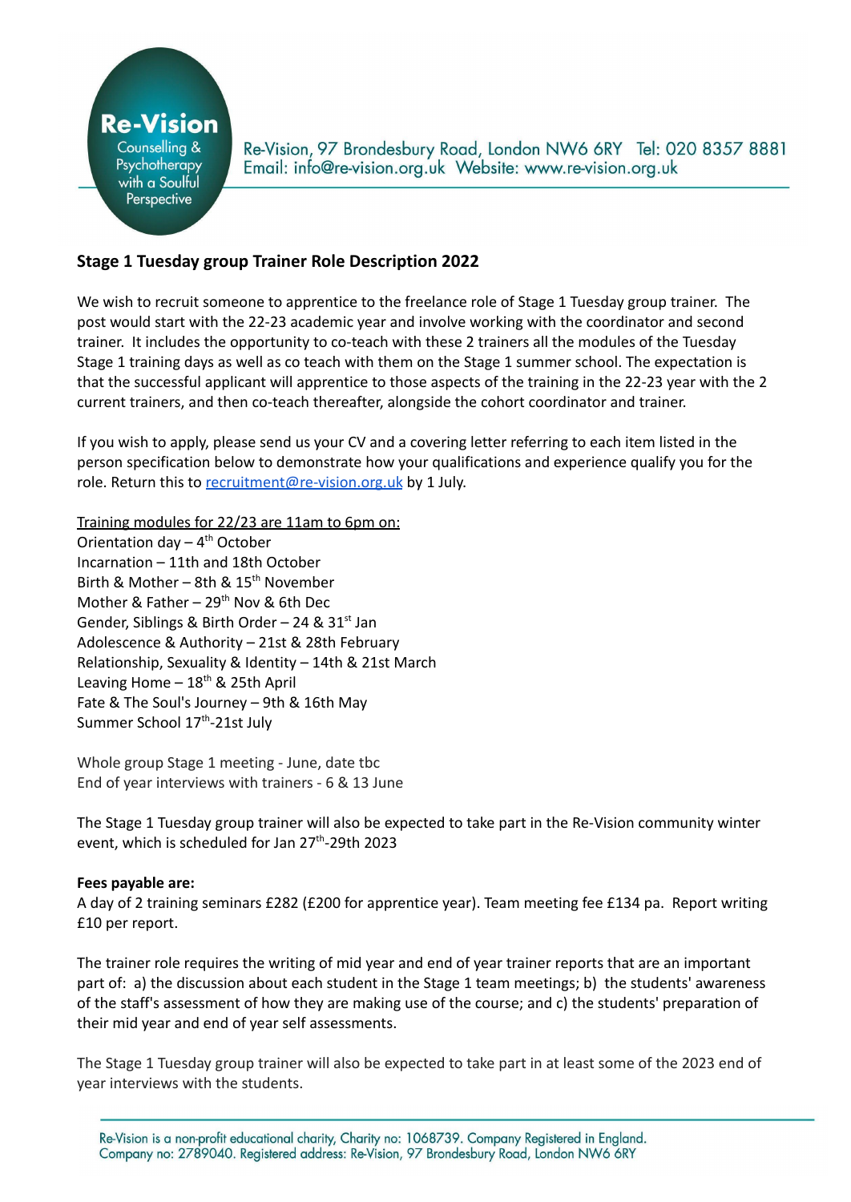Re-Vision

Counselling & Psychotherapy with a Soulful Perspective

Re-Vision, 97 Brondesbury Road, London NW6 6RY Tel: 020 8357 8881
Email: info@re-vision.org.uk Website: www.re-vision.org.uk

## Stage 1 Tuesday group Trainer Role Description 2022

We wish to recruit someone to apprentice to the freelance role of Stage 1 Tuesday group trainer. The post would start with the 22-23 academic year and involve working with the coordinator and second trainer. It includes the opportunity to co-teach with these 2 trainers all the modules of the Tuesday Stage 1 training days as well as co teach with them on the Stage 1 summer school. The expectation is that the successful applicant will apprentice to those aspects of the training in the 22-23 year with the 2 current trainers, and then co-teach thereafter, alongside the cohort coordinator and trainer.

If you wish to apply, please send us your CV and a covering letter referring to each item listed in the person specification below to demonstrate how your qualifications and experience qualify you for the role. Return this to recruitment@re-vision.org.uk by 1 July.

<u>Training modules for 22/23 are 11am to 6pm on:</u>

Orientation day – 4th October
Incarnation – 11th and 18th October
Birth & Mother – 8th & 15th November
Mother & Father – 29th Nov & 6th Dec
Gender, Siblings & Birth Order – 24 & 31st Jan
Adolescence & Authority – 21st & 28th February
Relationship, Sexuality & Identity – 14th & 21st March
Leaving Home – 18th & 25th April
Fate & The Soul's Journey – 9th & 16th May
Summer School 17th-21st July

Whole group Stage 1 meeting - June, date tbc
End of year interviews with trainers - 6 & 13 June

The Stage 1 Tuesday group trainer will also be expected to take part in the Re-Vision community winter event, which is scheduled for Jan 27th-29th 2023

**Fees payable are:**
A day of 2 training seminars £282 (£200 for apprentice year). Team meeting fee £134 pa. Report writing £10 per report.

The trainer role requires the writing of mid year and end of year trainer reports that are an important part of: a) the discussion about each student in the Stage 1 team meetings; b) the students' awareness of the staff's assessment of how they are making use of the course; and c) the students' preparation of their mid year and end of year self assessments.

The Stage 1 Tuesday group trainer will also be expected to take part in at least some of the 2023 end of year interviews with the students.

Re-Vision is a non-profit educational charity, Charity no: 1068739. Company Registered in England. Company no: 2789040. Registered address: Re-Vision, 97 Brondesbury Road, London NW6 6RY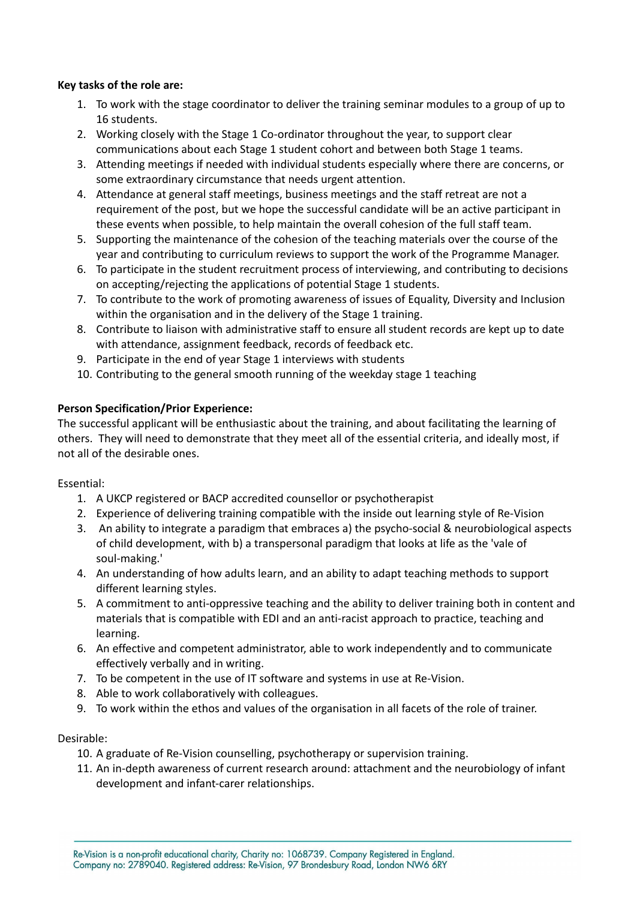**Key tasks of the role are:**

1. To work with the stage coordinator to deliver the training seminar modules to a group of up to 16 students.
2. Working closely with the Stage 1 Co-ordinator throughout the year, to support clear communications about each Stage 1 student cohort and between both Stage 1 teams.
3. Attending meetings if needed with individual students especially where there are concerns, or some extraordinary circumstance that needs urgent attention.
4. Attendance at general staff meetings, business meetings and the staff retreat are not a requirement of the post, but we hope the successful candidate will be an active participant in these events when possible, to help maintain the overall cohesion of the full staff team.
5. Supporting the maintenance of the cohesion of the teaching materials over the course of the year and contributing to curriculum reviews to support the work of the Programme Manager.
6. To participate in the student recruitment process of interviewing, and contributing to decisions on accepting/rejecting the applications of potential Stage 1 students.
7. To contribute to the work of promoting awareness of issues of Equality, Diversity and Inclusion within the organisation and in the delivery of the Stage 1 training.
8. Contribute to liaison with administrative staff to ensure all student records are kept up to date with attendance, assignment feedback, records of feedback etc.
9. Participate in the end of year Stage 1 interviews with students
10. Contributing to the general smooth running of the weekday stage 1 teaching

**Person Specification/Prior Experience:**

The successful applicant will be enthusiastic about the training, and about facilitating the learning of others. They will need to demonstrate that they meet all of the essential criteria, and ideally most, if not all of the desirable ones.

Essential:

1. A UKCP registered or BACP accredited counsellor or psychotherapist
2. Experience of delivering training compatible with the inside out learning style of Re-Vision
3. An ability to integrate a paradigm that embraces a) the psycho-social & neurobiological aspects of child development, with b) a transpersonal paradigm that looks at life as the 'vale of soul-making.'
4. An understanding of how adults learn, and an ability to adapt teaching methods to support different learning styles.
5. A commitment to anti-oppressive teaching and the ability to deliver training both in content and materials that is compatible with EDI and an anti-racist approach to practice, teaching and learning.
6. An effective and competent administrator, able to work independently and to communicate effectively verbally and in writing.
7. To be competent in the use of IT software and systems in use at Re-Vision.
8. Able to work collaboratively with colleagues.
9. To work within the ethos and values of the organisation in all facets of the role of trainer.

Desirable:

10. A graduate of Re-Vision counselling, psychotherapy or supervision training.
11. An in-depth awareness of current research around: attachment and the neurobiology of infant development and infant-carer relationships.

Re-Vision is a non-profit educational charity, Charity no: 1068739. Company Registered in England. Company no: 2789040. Registered address: Re-Vision, 97 Brondesbury Road, London NW6 6RY